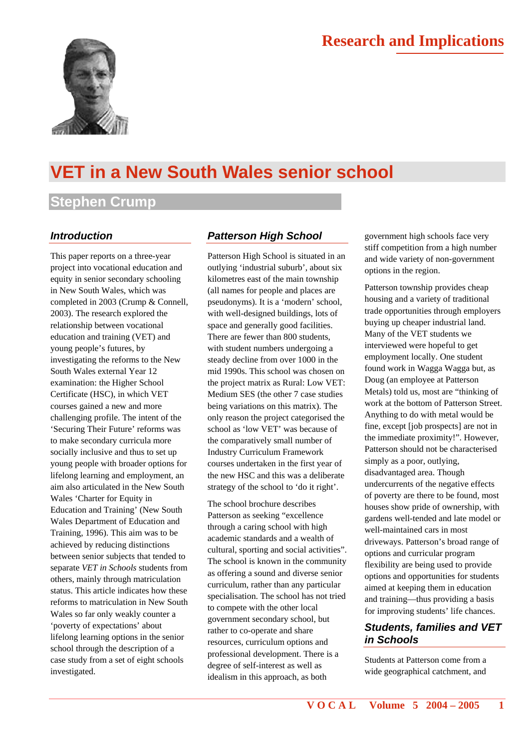# VET in a New South Wales senior school

## Stephen Crump

### Introduction

This paper reports on a three-year project into vocational education and equity in senior secondary schooling in New South Wales, which was completed in 2003 (Crump & Connell, 2003). The research explored the relationship between vocational education and training (VET) and young people's futures, by investigating the reforms to the New South Wales external Year 12 examination: the Higher School Certificate (HSC), in which VET courses gained a new and more challenging profile. The intent of the 'Securing Their Future' reforms was to make secondary curricula more socially inclusive and thus to set up young people with broader options for lifelong learning and employment, an aim also articulated in the New South Wales 'Charter for Equity in Education and Training' (New South Wales Department of Education and Training, 1996). This aim was to be achieved by reducing distinctions between senior subjects that tended to separate *VET in Schools* students from others, mainly through matriculation status. This article indicates how these reforms to matriculation in New South Wales so far only weakly counter a 'poverty of expectations' about lifelong learning options in the senior school through the description of a case study from a set of eight schools investigated.

### Patterson High School

Patterson High School is situated in an outlying 'industrial suburb', about six kilometres east of the main township (all names for people and places are pseudonyms). It is a 'modern' school, with well-designed buildings, lots of space and generally good facilities. There are fewer than 800 students, with student numbers undergoing a steady decline from over 1000 in the mid 1990s. This school was chosen on the project matrix as Rural: Low VET: Medium SES (the other 7 case studies being variations on this matrix). The only reason the project categorised the school as 'low VET' was because of the comparatively small number of Industry Curriculum Framework courses undertaken in the first year of the new HSC and this was a deliberate strategy of the school to 'do it right'.

The school brochure describes Patterson as seeking "excellence through a caring school with high academic standards and a wealth of cultural, sporting and social activities". The school is known in the community as offering a sound and diverse senior curriculum, rather than any particular specialisation. The school has not tried to compete with the other local government secondary school, but rather to co-operate and share resources, curriculum options and professional development. There is a degree of self-interest as well as idealism in this approach, as both government high schools face very stiff competition from a high number and wide variety of non-government options in the region.

Patterson township provides cheap housing and a variety of traditional trade opportunities through employers buying up cheaper industrial land. Many of the VET students we interviewed were hopeful to get employment locally. One student found work in Wagga Wagga but, as Doug (an employee at Patterson Metals) told us, most are "thinking of work at the bottom of Patterson Street. Anything to do with metal would be fine, except [job prospects] are not in the immediate proximity!". However, Patterson should not be characterised simply as a poor, outlying, disadvantaged area. Though undercurrents of the negative effects of poverty are there to be found, most houses show pride of ownership, with gardens well-tended and late model or well-maintained cars in most driveways. Patterson's broad range of options and curricular program flexibility are being used to provide options and opportunities for students aimed at keeping them in education and training—thus providing a basis for improving students' life chances.

### Students, families and VET in Schools

Students at Patterson come from a wide geographical catchment, and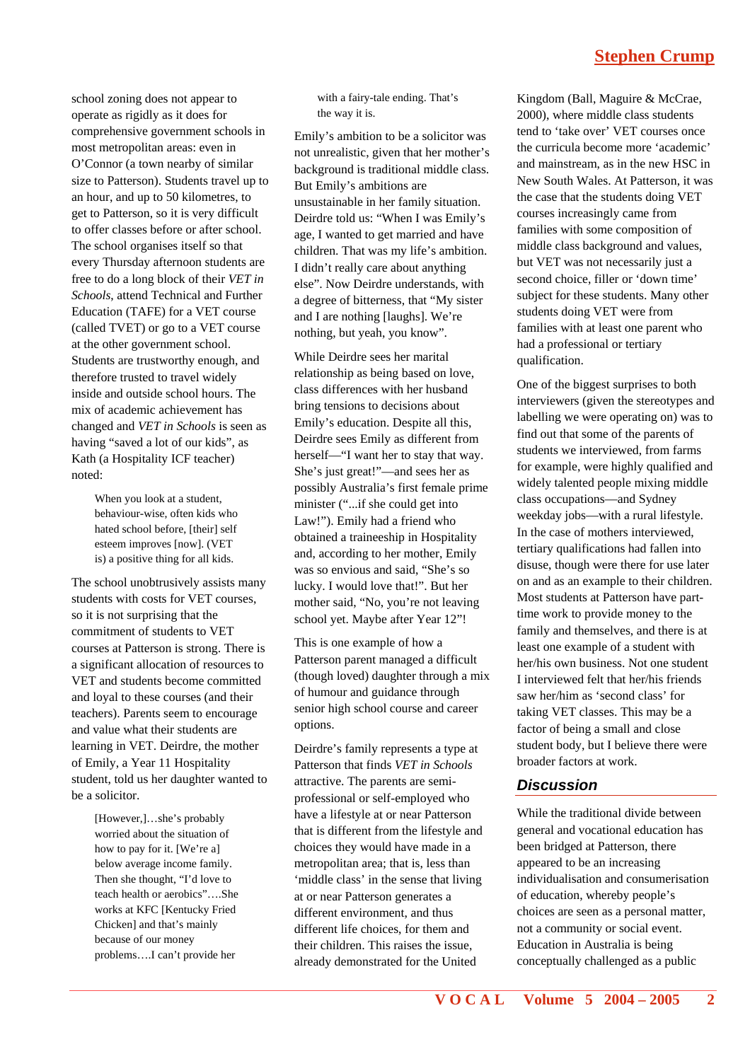school zoning does not appear to operate as rigidly as it does for comprehensive government schools in most metropolitan areas: even in O'Connor (a town nearby of similar size to Patterson). Students travel up to an hour, and up to 50 kilometres, to get to Patterson, so it is very difficult to offer classes before or after school. The school organises itself so that every Thursday afternoon students are free to do a long block of their *VET in Schools*, attend Technical and Further Education (TAFE) for a VET course (called TVET) or go to a VET course at the other government school. Students are trustworthy enough, and therefore trusted to travel widely inside and outside school hours. The mix of academic achievement has changed and *VET in Schools* is seen as having "saved a lot of our kids", as Kath (a Hospitality ICF teacher) noted:

> When you look at a student, behaviour-wise, often kids who hated school before, [their] self esteem improves [now]. (VET is) a positive thing for all kids.

The school unobtrusively assists many students with costs for VET courses, so it is not surprising that the commitment of students to VET courses at Patterson is strong. There is a significant allocation of resources to VET and students become committed and loyal to these courses (and their teachers). Parents seem to encourage and value what their students are learning in VET. Deirdre, the mother of Emily, a Year 11 Hospitality student, told us her daughter wanted to be a solicitor.

> [However,]…she's probably worried about the situation of how to pay for it. [We're a] below average income family. Then she thought, "I'd love to teach health or aerobics"….She works at KFC [Kentucky Fried Chicken] and that's mainly because of our money problems….I can't provide her with a fairy-tale ending. That's the way it is.

Emily's ambition to be a solicitor was not unrealistic, given that her mother's background is traditional middle class. But Emily's ambitions are unsustainable in her family situation. Deirdre told us: "When I was Emily's age, I wanted to get married and have children. That was my life's ambition. I didn't really care about anything else". Now Deirdre understands, with a degree of bitterness, that "My sister and I are nothing [laughs]. We're nothing, but yeah, you know".

While Deirdre sees her marital relationship as being based on love, class differences with her husband bring tensions to decisions about Emily's education. Despite all this, Deirdre sees Emily as different from herself—"I want her to stay that way. She's just great!"—and sees her as possibly Australia's first female prime minister ("...if she could get into Law!"). Emily had a friend who obtained a traineeship in Hospitality and, according to her mother, Emily was so envious and said, "She's so lucky. I would love that!". But her mother said, "No, you're not leaving school yet. Maybe after Year 12"!

This is one example of how a Patterson parent managed a difficult (though loved) daughter through a mix of humour and guidance through senior high school course and career options.

Deirdre's family represents a type at Patterson that finds *VET in Schools* attractive. The parents are semi-professional or self-employed who have a lifestyle at or near Patterson that is different from the lifestyle and choices they would have made in a metropolitan area; that is, less than 'middle class' in the sense that living at or near Patterson generates a different environment, and thus different life choices, for them and their children. This raises the issue, already demonstrated for the United Kingdom (Ball, Maguire & McCrae, 2000), where middle class students tend to 'take over' VET courses once the curricula become more 'academic' and mainstream, as in the new HSC in New South Wales. At Patterson, it was the case that the students doing VET courses increasingly came from families with some composition of middle class background and values, but VET was not necessarily just a second choice, filler or 'down time' subject for these students. Many other students doing VET were from families with at least one parent who had a professional or tertiary qualification.

One of the biggest surprises to both interviewers (given the stereotypes and labelling we were operating on) was to find out that some of the parents of students we interviewed, from farms for example, were highly qualified and widely talented people mixing middle class occupations—and Sydney weekday jobs—with a rural lifestyle. In the case of mothers interviewed, tertiary qualifications had fallen into disuse, though were there for use later on and as an example to their children. Most students at Patterson have part-time work to provide money to the family and themselves, and there is at least one example of a student with her/his own business. Not one student I interviewed felt that her/his friends saw her/him as 'second class' for taking VET classes. This may be a factor of being a small and close student body, but I believe there were broader factors at work.

## Discussion

While the traditional divide between general and vocational education has been bridged at Patterson, there appeared to be an increasing individualisation and consumerisation of education, whereby people's choices are seen as a personal matter, not a community or social event. Education in Australia is being conceptually challenged as a public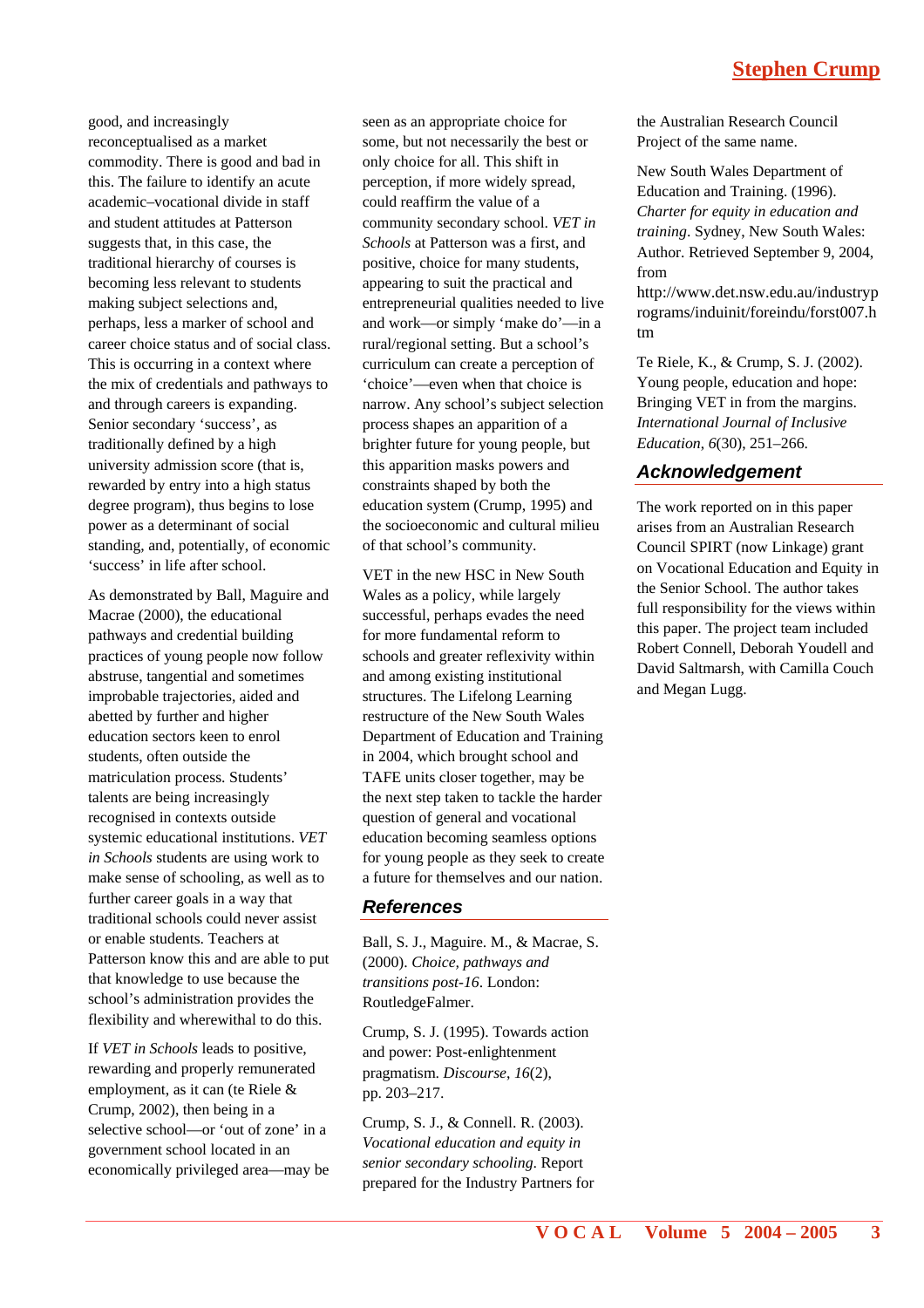good, and increasingly reconceptualised as a market commodity. There is good and bad in this. The failure to identify an acute academic–vocational divide in staff and student attitudes at Patterson suggests that, in this case, the traditional hierarchy of courses is becoming less relevant to students making subject selections and, perhaps, less a marker of school and career choice status and of social class. This is occurring in a context where the mix of credentials and pathways to and through careers is expanding. Senior secondary 'success', as traditionally defined by a high university admission score (that is, rewarded by entry into a high status degree program), thus begins to lose power as a determinant of social standing, and, potentially, of economic 'success' in life after school.

As demonstrated by Ball, Maguire and Macrae (2000), the educational pathways and credential building practices of young people now follow abstruse, tangential and sometimes improbable trajectories, aided and abetted by further and higher education sectors keen to enrol students, often outside the matriculation process. Students' talents are being increasingly recognised in contexts outside systemic educational institutions. *VET in Schools* students are using work to make sense of schooling, as well as to further career goals in a way that traditional schools could never assist or enable students. Teachers at Patterson know this and are able to put that knowledge to use because the school's administration provides the flexibility and wherewithal to do this.

If *VET in Schools* leads to positive, rewarding and properly remunerated employment, as it can (te Riele & Crump, 2002), then being in a selective school—or 'out of zone' in a government school located in an economically privileged area—may be seen as an appropriate choice for some, but not necessarily the best or only choice for all. This shift in perception, if more widely spread, could reaffirm the value of a community secondary school. *VET in Schools* at Patterson was a first, and positive, choice for many students, appearing to suit the practical and entrepreneurial qualities needed to live and work—or simply 'make do'—in a rural/regional setting. But a school's curriculum can create a perception of 'choice'—even when that choice is narrow. Any school's subject selection process shapes an apparition of a brighter future for young people, but this apparition masks powers and constraints shaped by both the education system (Crump, 1995) and the socioeconomic and cultural milieu of that school's community.

VET in the new HSC in New South Wales as a policy, while largely successful, perhaps evades the need for more fundamental reform to schools and greater reflexivity within and among existing institutional structures. The Lifelong Learning restructure of the New South Wales Department of Education and Training in 2004, which brought school and TAFE units closer together, may be the next step taken to tackle the harder question of general and vocational education becoming seamless options for young people as they seek to create a future for themselves and our nation.

## References

Ball, S. J., Maguire. M., & Macrae, S. (2000). *Choice, pathways and transitions post-16*. London: RoutledgeFalmer.

Crump, S. J. (1995). Towards action and power: Post-enlightenment pragmatism. *Discourse*, *16*(2), pp. 203–217.

Crump, S. J., & Connell. R. (2003). *Vocational education and equity in senior secondary schooling*. Report prepared for the Industry Partners for the Australian Research Council Project of the same name.

New South Wales Department of Education and Training. (1996). *Charter for equity in education and training*. Sydney, New South Wales: Author. Retrieved September 9, 2004, from http://www.det.nsw.edu.au/industryprograms/induinit/foreindu/forst007.htm

Te Riele, K., & Crump, S. J. (2002). Young people, education and hope: Bringing VET in from the margins. *International Journal of Inclusive Education*, *6*(30), 251–266.

## Acknowledgement

The work reported on in this paper arises from an Australian Research Council SPIRT (now Linkage) grant on Vocational Education and Equity in the Senior School. The author takes full responsibility for the views within this paper. The project team included Robert Connell, Deborah Youdell and David Saltmarsh, with Camilla Couch and Megan Lugg.